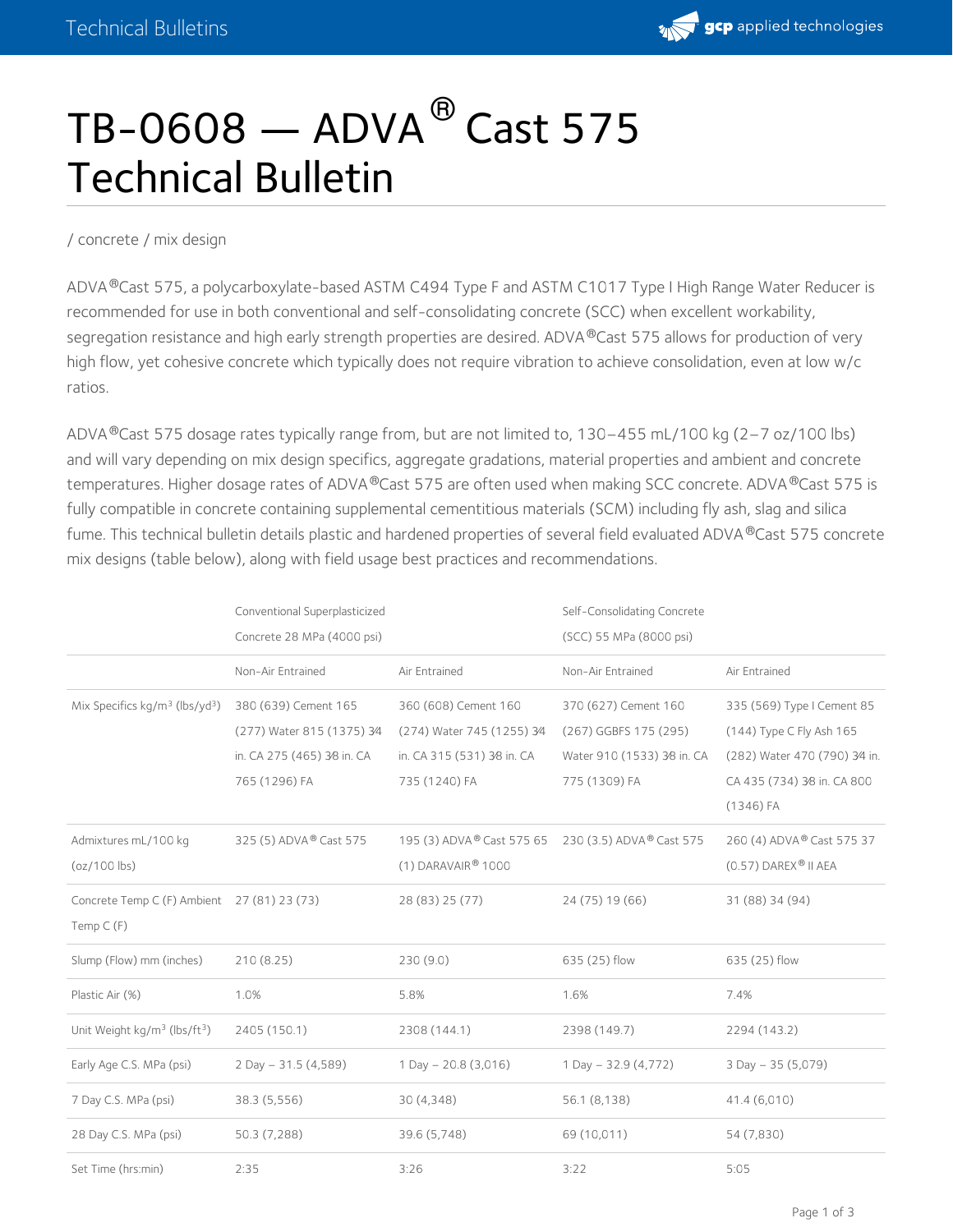# TB-0608 — ADVA® Cast 575 Technical Bulletin

/ concrete / mix design

ADVA®Cast 575, a polycarboxylate-based ASTM C494 Type F and ASTM C1017 Type I High Range Water Reducer is recommended for use in both conventional and self-consolidating concrete (SCC) when excellent workability, segregation resistance and high early strength properties are desired. ADVA®Cast 575 allows for production of very high flow, yet cohesive concrete which typically does not require vibration to achieve consolidation, even at low w/c ratios.

ADVA®Cast 575 dosage rates typically range from, but are not limited to, 130–455 mL/100 kg (2–7 oz/100 lbs) and will vary depending on mix design specifics, aggregate gradations, material properties and ambient and concrete temperatures. Higher dosage rates of ADVA®Cast 575 are often used when making SCC concrete. ADVA®Cast 575 is fully compatible in concrete containing supplemental cementitious materials (SCM) including fly ash, slag and silica fume. This technical bulletin details plastic and hardened properties of several field evaluated ADVA®Cast 575 concrete mix designs (table below), along with field usage best practices and recommendations.

| | Conventional Superplasticized Concrete 28 MPa (4000 psi) | | Self-Consolidating Concrete (SCC) 55 MPa (8000 psi) | |
|---|---|---|---|---|
| | Non-Air Entrained | Air Entrained | Non-Air Entrained | Air Entrained |
| Mix Specifics kg/m³ (lbs/yd³) | 380 (639) Cement 165 (277) Water 815 (1375) 3⁄4 in. CA 275 (465) 3⁄8 in. CA 765 (1296) FA | 360 (608) Cement 160 (274) Water 745 (1255) 3⁄4 in. CA 315 (531) 3⁄8 in. CA 735 (1240) FA | 370 (627) Cement 160 (267) GGBFS 175 (295) Water 910 (1533) 3⁄8 in. CA 775 (1309) FA | 335 (569) Type I Cement 85 (144) Type C Fly Ash 165 (282) Water 470 (790) 3⁄4 in. CA 435 (734) 3⁄8 in. CA 800 (1346) FA |
| Admixtures mL/100 kg (oz/100 lbs) | 325 (5) ADVA® Cast 575 | 195 (3) ADVA® Cast 575 65 (1) DARAVAIR® 1000 | 230 (3.5) ADVA® Cast 575 | 260 (4) ADVA® Cast 575 37 (0.57) DAREX® II AEA |
| Concrete Temp C (F) Ambient Temp C (F) | 27 (81) 23 (73) | 28 (83) 25 (77) | 24 (75) 19 (66) | 31 (88) 34 (94) |
| Slump (Flow) mm (inches) | 210 (8.25) | 230 (9.0) | 635 (25) flow | 635 (25) flow |
| Plastic Air (%) | 1.0% | 5.8% | 1.6% | 7.4% |
| Unit Weight kg/m³ (lbs/ft³) | 2405 (150.1) | 2308 (144.1) | 2398 (149.7) | 2294 (143.2) |
| Early Age C.S. MPa (psi) | 2 Day – 31.5 (4,589) | 1 Day – 20.8 (3,016) | 1 Day – 32.9 (4,772) | 3 Day – 35 (5,079) |
| 7 Day C.S. MPa (psi) | 38.3 (5,556) | 30 (4,348) | 56.1 (8,138) | 41.4 (6,010) |
| 28 Day C.S. MPa (psi) | 50.3 (7,288) | 39.6 (5,748) | 69 (10,011) | 54 (7,830) |
| Set Time (hrs:min) | 2:35 | 3:26 | 3:22 | 5:05 |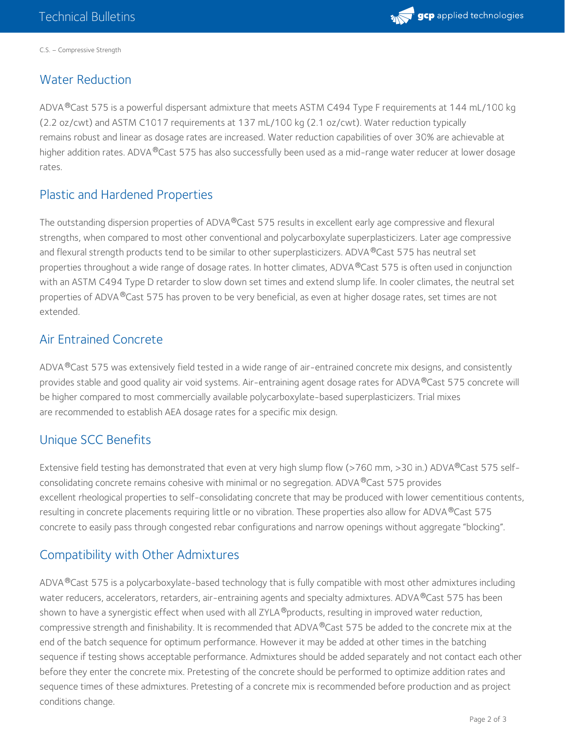C.S. – Compressive Strength

## Water Reduction

ADVA®Cast 575 is a powerful dispersant admixture that meets ASTM C494 Type F requirements at 144 mL/100 kg (2.2 oz/cwt) and ASTM C1017 requirements at 137 mL/100 kg (2.1 oz/cwt). Water reduction typically remains robust and linear as dosage rates are increased. Water reduction capabilities of over 30% are achievable at higher addition rates. ADVA®Cast 575 has also successfully been used as a mid-range water reducer at lower dosage rates.

## Plastic and Hardened Properties

The outstanding dispersion properties of ADVA®Cast 575 results in excellent early age compressive and flexural strengths, when compared to most other conventional and polycarboxylate superplasticizers. Later age compressive and flexural strength products tend to be similar to other superplasticizers. ADVA®Cast 575 has neutral set properties throughout a wide range of dosage rates. In hotter climates, ADVA®Cast 575 is often used in conjunction with an ASTM C494 Type D retarder to slow down set times and extend slump life. In cooler climates, the neutral set properties of ADVA®Cast 575 has proven to be very beneficial, as even at higher dosage rates, set times are not extended.

## Air Entrained Concrete

ADVA®Cast 575 was extensively field tested in a wide range of air-entrained concrete mix designs, and consistently provides stable and good quality air void systems. Air-entraining agent dosage rates for ADVA®Cast 575 concrete will be higher compared to most commercially available polycarboxylate-based superplasticizers. Trial mixes are recommended to establish AEA dosage rates for a specific mix design.

## Unique SCC Benefits

Extensive field testing has demonstrated that even at very high slump flow (>760 mm, >30 in.) ADVA®Cast 575 self-consolidating concrete remains cohesive with minimal or no segregation. ADVA®Cast 575 provides excellent rheological properties to self-consolidating concrete that may be produced with lower cementitious contents, resulting in concrete placements requiring little or no vibration. These properties also allow for ADVA®Cast 575 concrete to easily pass through congested rebar configurations and narrow openings without aggregate "blocking".

## Compatibility with Other Admixtures

ADVA®Cast 575 is a polycarboxylate-based technology that is fully compatible with most other admixtures including water reducers, accelerators, retarders, air-entraining agents and specialty admixtures. ADVA®Cast 575 has been shown to have a synergistic effect when used with all ZYLA®products, resulting in improved water reduction, compressive strength and finishability. It is recommended that ADVA®Cast 575 be added to the concrete mix at the end of the batch sequence for optimum performance. However it may be added at other times in the batching sequence if testing shows acceptable performance. Admixtures should be added separately and not contact each other before they enter the concrete mix. Pretesting of the concrete should be performed to optimize addition rates and sequence times of these admixtures. Pretesting of a concrete mix is recommended before production and as project conditions change.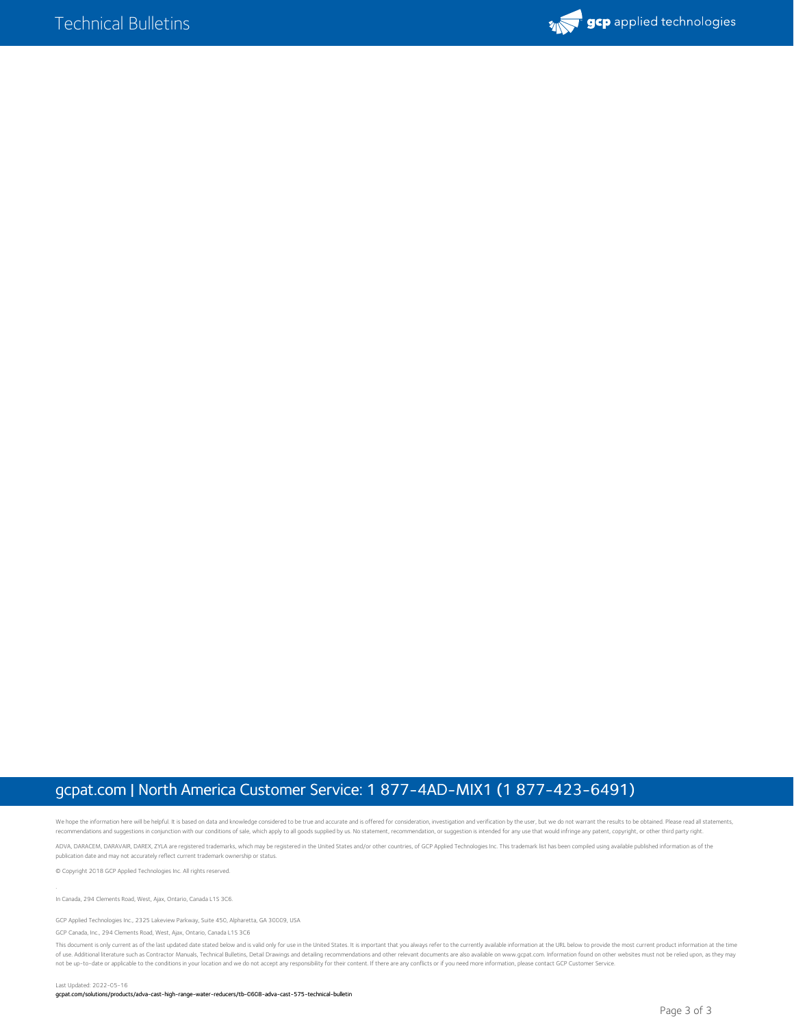gcpat.com | North America Customer Service: 1 877-4AD-MIX1 (1 877-423-6491)

We hope the information here will be helpful. It is based on data and knowledge considered to be true and accurate and is offered for consideration, investigation and verification by the user, but we do not warrant the results to be obtained. Please read all statements, recommendations and suggestions in conjunction with our conditions of sale, which apply to all goods supplied by us. No statement, recommendation, or suggestion is intended for any use that would infringe any patent, copyright, or other third party right.

ADVA, DARACEM, DARAVAIR, DAREX, ZYLA are registered trademarks, which may be registered in the United States and/or other countries, of GCP Applied Technologies Inc. This trademark list has been compiled using available published information as of the publication date and may not accurately reflect current trademark ownership or status.

© Copyright 2018 GCP Applied Technologies Inc. All rights reserved.

In Canada, 294 Clements Road, West, Ajax, Ontario, Canada L1S 3C6.

GCP Applied Technologies Inc., 2325 Lakeview Parkway, Suite 450, Alpharetta, GA 30009, USA

GCP Canada, Inc., 294 Clements Road, West, Ajax, Ontario, Canada L1S 3C6

This document is only current as of the last updated date stated below and is valid only for use in the United States. It is important that you always refer to the currently available information at the URL below to provide the most current product information at the time of use. Additional literature such as Contractor Manuals, Technical Bulletins, Detail Drawings and detailing recommendations and other relevant documents are also available on www.gcpat.com. Information found on other websites must not be relied upon, as they may not be up-to-date or applicable to the conditions in your location and we do not accept any responsibility for their content. If there are any conflicts or if you need more information, please contact GCP Customer Service.

Last Updated: 2022-05-16
gcpat.com/solutions/products/adva-cast-high-range-water-reducers/tb-0608-adva-cast-575-technical-bulletin